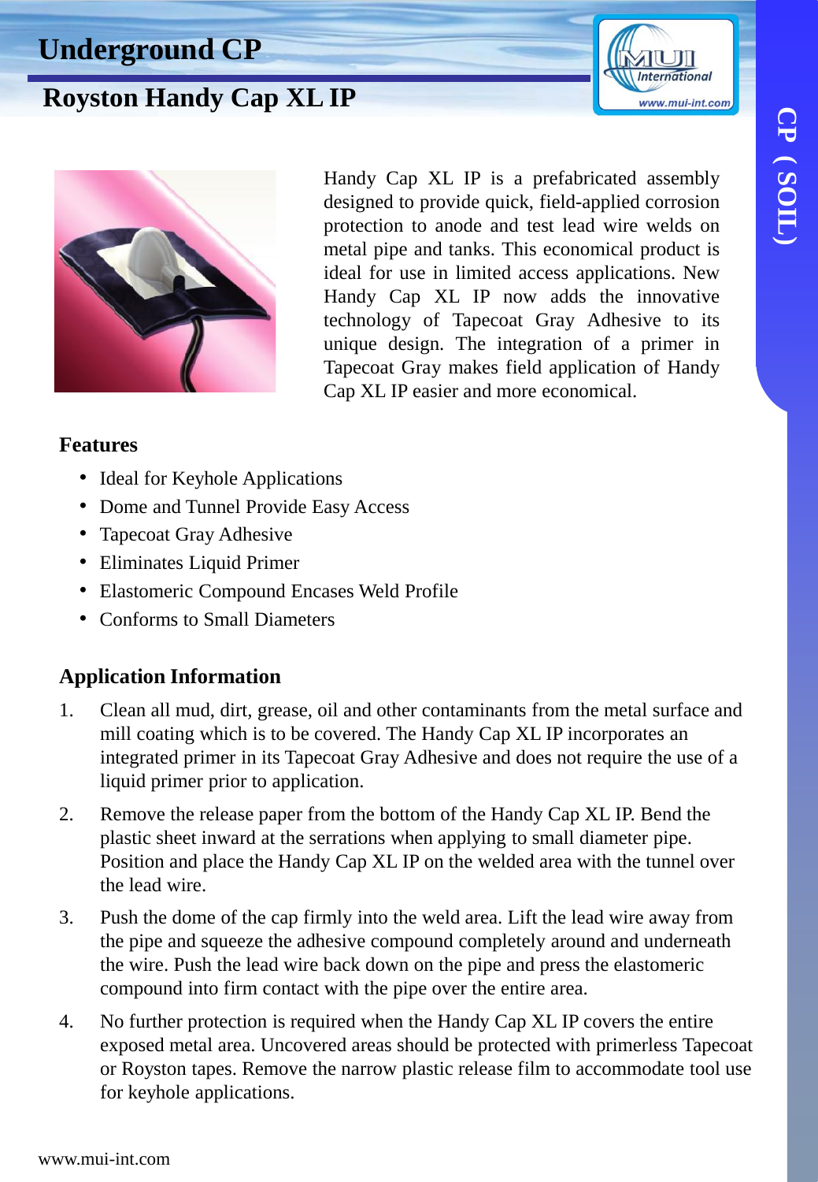# Underground CP

## Royston Handy Cap XL IP

Handy Cap XL IP is a prefabricated assembly designed to provide quick, field-applied corrosion protection to anode and test lead wire welds on metal pipe and tanks. This economical product is ideal for use in limited access applications. New Handy Cap XL IP now adds the innovative technology of Tapecoat Gray Adhesive to its unique design. The integration of a primer in Tapecoat Gray makes field application of Handy Cap XL IP easier and more economical.

### Features

- Ideal for Keyhole Applications
- Dome and Tunnel Provide Easy Access
- Tapecoat Gray Adhesive
- Eliminates Liquid Primer
- Elastomeric Compound Encases Weld Profile
- Conforms to Small Diameters

### Application Information

1. Clean all mud, dirt, grease, oil and other contaminants from the metal surface and mill coating which is to be covered. The Handy Cap XL IP incorporates an integrated primer in its Tapecoat Gray Adhesive and does not require the use of a liquid primer prior to application.
2. Remove the release paper from the bottom of the Handy Cap XL IP. Bend the plastic sheet inward at the serrations when applying to small diameter pipe. Position and place the Handy Cap XL IP on the welded area with the tunnel over the lead wire.
3. Push the dome of the cap firmly into the weld area. Lift the lead wire away from the pipe and squeeze the adhesive compound completely around and underneath the wire. Push the lead wire back down on the pipe and press the elastomeric compound into firm contact with the pipe over the entire area.
4. No further protection is required when the Handy Cap XL IP covers the entire exposed metal area. Uncovered areas should be protected with primerless Tapecoat or Royston tapes. Remove the narrow plastic release film to accommodate tool use for keyhole applications.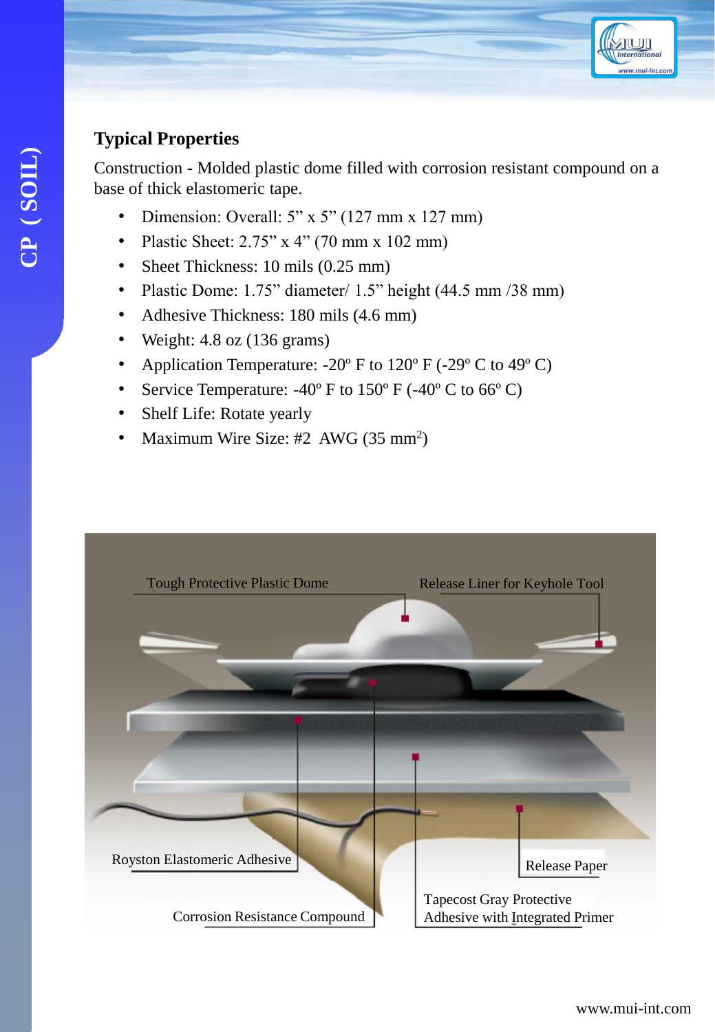## Typical Properties

Construction - Molded plastic dome filled with corrosion resistant compound on a base of thick elastomeric tape.

- Dimension: Overall: 5” x 5” (127 mm x 127 mm)
- Plastic Sheet: 2.75” x 4” (70 mm x 102 mm)
- Sheet Thickness: 10 mils (0.25 mm)
- Plastic Dome: 1.75” diameter/ 1.5” height (44.5 mm /38 mm)
- Adhesive Thickness: 180 mils (4.6 mm)
- Weight: 4.8 oz (136 grams)
- Application Temperature: -20º F to 120º F (-29º C to 49º C)
- Service Temperature: -40º F to 150º F (-40º C to 66º C)
- Shelf Life: Rotate yearly
- Maximum Wire Size: #2 AWG (35 $mm^2$)

Tough Protective Plastic Dome

Release Liner for Keyhole Tool

Royston Elastomeric Adhesive

Release Paper

Corrosion Resistance Compound

Tapecost Gray Protective Adhesive with Integrated Primer